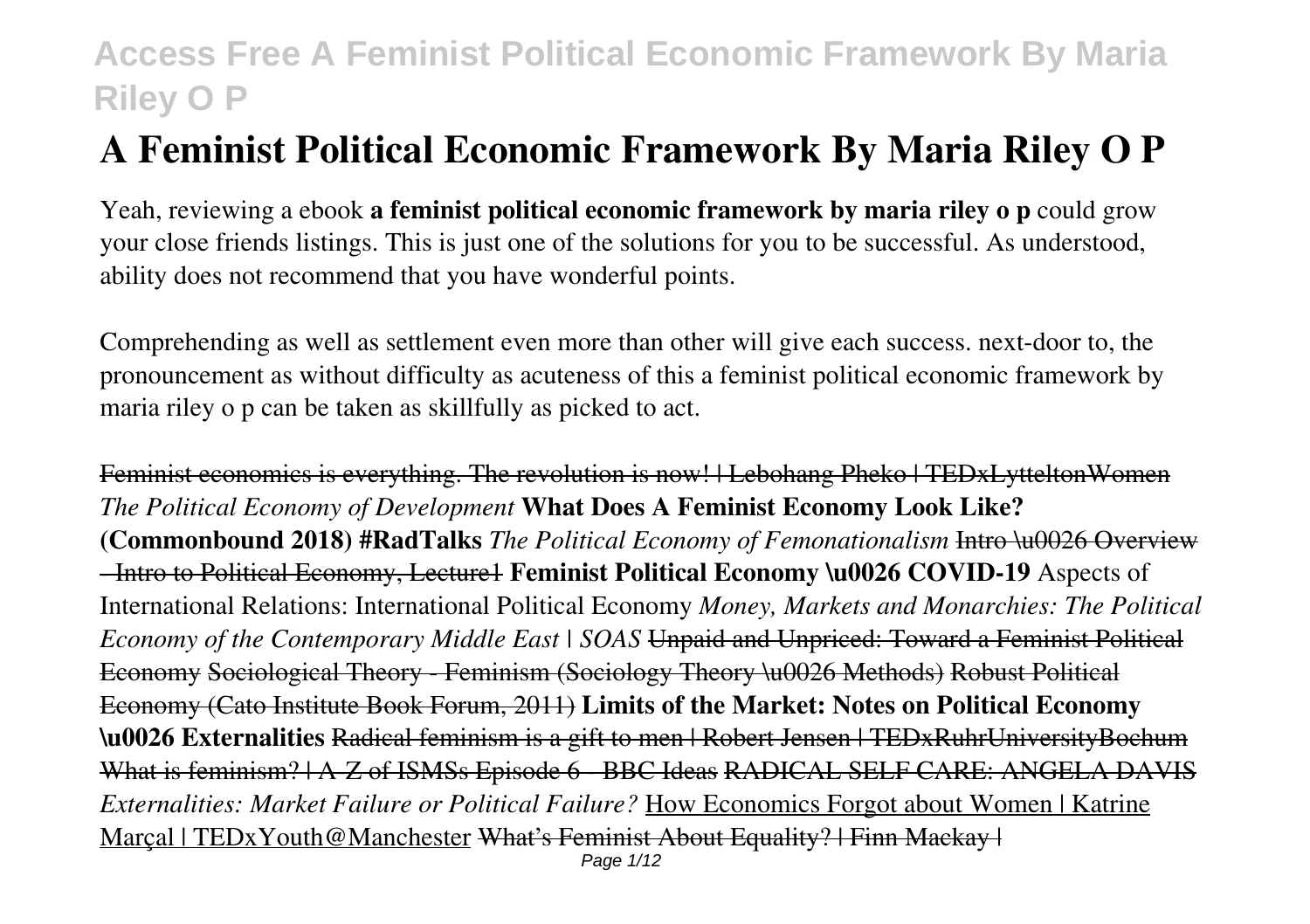# A Feminist Political Economic Framework By Maria Riley O P

Yeah, reviewing a ebook **a feminist political economic framework by maria riley o p** could grow your close friends listings. This is just one of the solutions for you to be successful. As understood, ability does not recommend that you have wonderful points.

Comprehending as well as settlement even more than other will give each success. next-door to, the pronouncement as without difficulty as acuteness of this a feminist political economic framework by maria riley o p can be taken as skillfully as picked to act.

~~Feminist economics is everything. The revolution is now! | Lebohang Pheko | TEDxLytteltonWomen~~ *The Political Economy of Development* **What Does A Feminist Economy Look Like? (Commonbound 2018) #RadTalks** *The Political Economy of Femonationalism* ~~Intro \u0026 Overview - Intro to Political Economy, Lecture1~~ **Feminist Political Economy \u0026 COVID-19** Aspects of International Relations: International Political Economy *Money, Markets and Monarchies: The Political Economy of the Contemporary Middle East | SOAS* ~~Unpaid and Unpriced: Toward a Feminist Political Economy~~ ~~Sociological Theory - Feminism (Sociology Theory \u0026 Methods)~~ ~~Robust Political Economy (Cato Institute Book Forum, 2011)~~ **Limits of the Market: Notes on Political Economy \u0026 Externalities** ~~Radical feminism is a gift to men | Robert Jensen | TEDxRuhrUniversityBochum~~ ~~What is feminism? | A-Z of ISMSs Episode 6 - BBC Ideas~~ ~~RADICAL SELF CARE: ANGELA DAVIS~~ *Externalities: Market Failure or Political Failure?* How Economics Forgot about Women | Katrine Marçal | TEDxYouth@Manchester ~~What's Feminist About Equality? | Finn Mackay |~~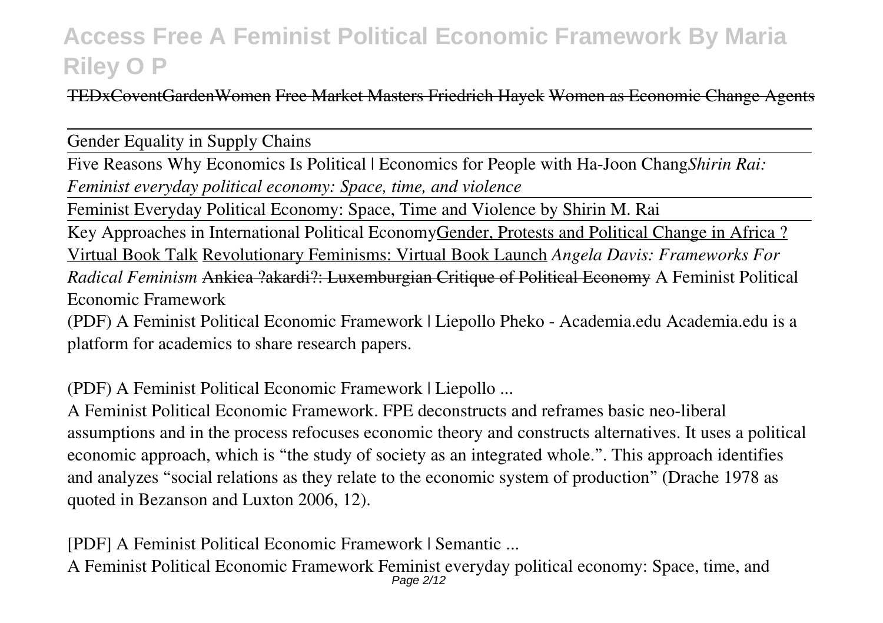TEDxCoventGardenWomen Free Market Masters Friedrich Hayek Women as Economic Change Agents

Gender Equality in Supply Chains

Five Reasons Why Economics Is Political | Economics for People with Ha-Joon Chang*Shirin Rai: Feminist everyday political economy: Space, time, and violence*

Feminist Everyday Political Economy: Space, Time and Violence by Shirin M. Rai

Key Approaches in International Political EconomyGender, Protests and Political Change in Africa ? Virtual Book Talk Revolutionary Feminisms: Virtual Book Launch *Angela Davis: Frameworks For Radical Feminism* Ankica ?akardi?: Luxemburgian Critique of Political Economy A Feminist Political Economic Framework

(PDF) A Feminist Political Economic Framework | Liepollo Pheko - Academia.edu Academia.edu is a platform for academics to share research papers.

(PDF) A Feminist Political Economic Framework | Liepollo ...

A Feminist Political Economic Framework. FPE deconstructs and reframes basic neo-liberal assumptions and in the process refocuses economic theory and constructs alternatives. It uses a political economic approach, which is "the study of society as an integrated whole.". This approach identifies and analyzes "social relations as they relate to the economic system of production" (Drache 1978 as quoted in Bezanson and Luxton 2006, 12).

[PDF] A Feminist Political Economic Framework | Semantic ...

A Feminist Political Economic Framework Feminist everyday political economy: Space, time, and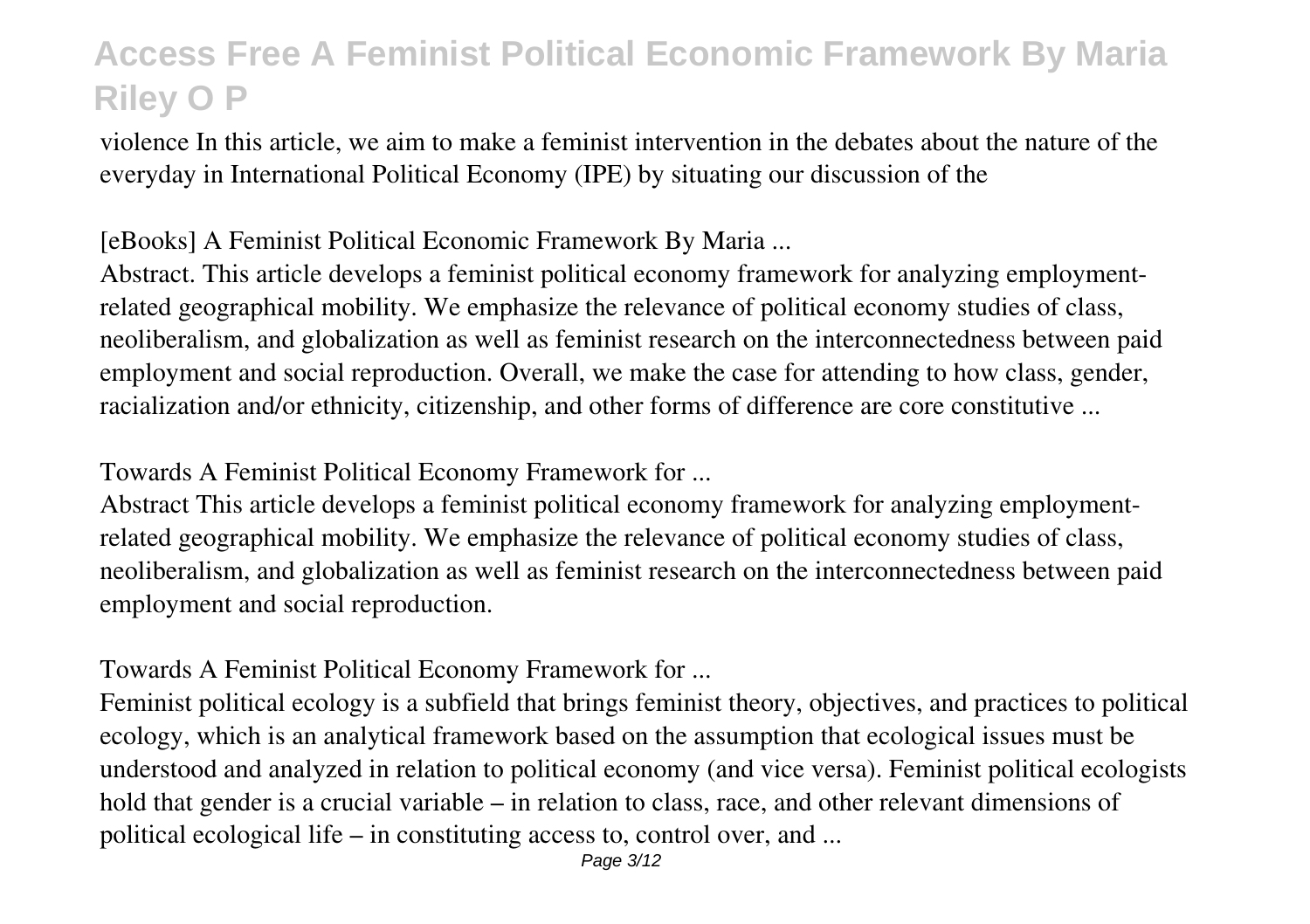violence In this article, we aim to make a feminist intervention in the debates about the nature of the everyday in International Political Economy (IPE) by situating our discussion of the

[eBooks] A Feminist Political Economic Framework By Maria ...

Abstract. This article develops a feminist political economy framework for analyzing employment-related geographical mobility. We emphasize the relevance of political economy studies of class, neoliberalism, and globalization as well as feminist research on the interconnectedness between paid employment and social reproduction. Overall, we make the case for attending to how class, gender, racialization and/or ethnicity, citizenship, and other forms of difference are core constitutive ...

Towards A Feminist Political Economy Framework for ...

Abstract This article develops a feminist political economy framework for analyzing employment-related geographical mobility. We emphasize the relevance of political economy studies of class, neoliberalism, and globalization as well as feminist research on the interconnectedness between paid employment and social reproduction.

Towards A Feminist Political Economy Framework for ...

Feminist political ecology is a subfield that brings feminist theory, objectives, and practices to political ecology, which is an analytical framework based on the assumption that ecological issues must be understood and analyzed in relation to political economy (and vice versa). Feminist political ecologists hold that gender is a crucial variable – in relation to class, race, and other relevant dimensions of political ecological life – in constituting access to, control over, and ...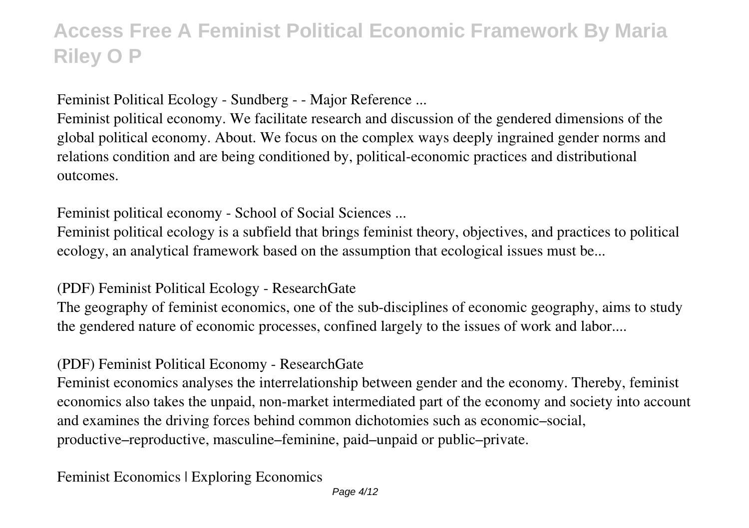Feminist Political Ecology - Sundberg - - Major Reference ...

Feminist political economy. We facilitate research and discussion of the gendered dimensions of the global political economy. About. We focus on the complex ways deeply ingrained gender norms and relations condition and are being conditioned by, political-economic practices and distributional outcomes.

Feminist political economy - School of Social Sciences ...

Feminist political ecology is a subfield that brings feminist theory, objectives, and practices to political ecology, an analytical framework based on the assumption that ecological issues must be...

(PDF) Feminist Political Ecology - ResearchGate

The geography of feminist economics, one of the sub-disciplines of economic geography, aims to study the gendered nature of economic processes, confined largely to the issues of work and labor....

(PDF) Feminist Political Economy - ResearchGate

Feminist economics analyses the interrelationship between gender and the economy. Thereby, feminist economics also takes the unpaid, non-market intermediated part of the economy and society into account and examines the driving forces behind common dichotomies such as economic–social, productive–reproductive, masculine–feminine, paid–unpaid or public–private.

Feminist Economics | Exploring Economics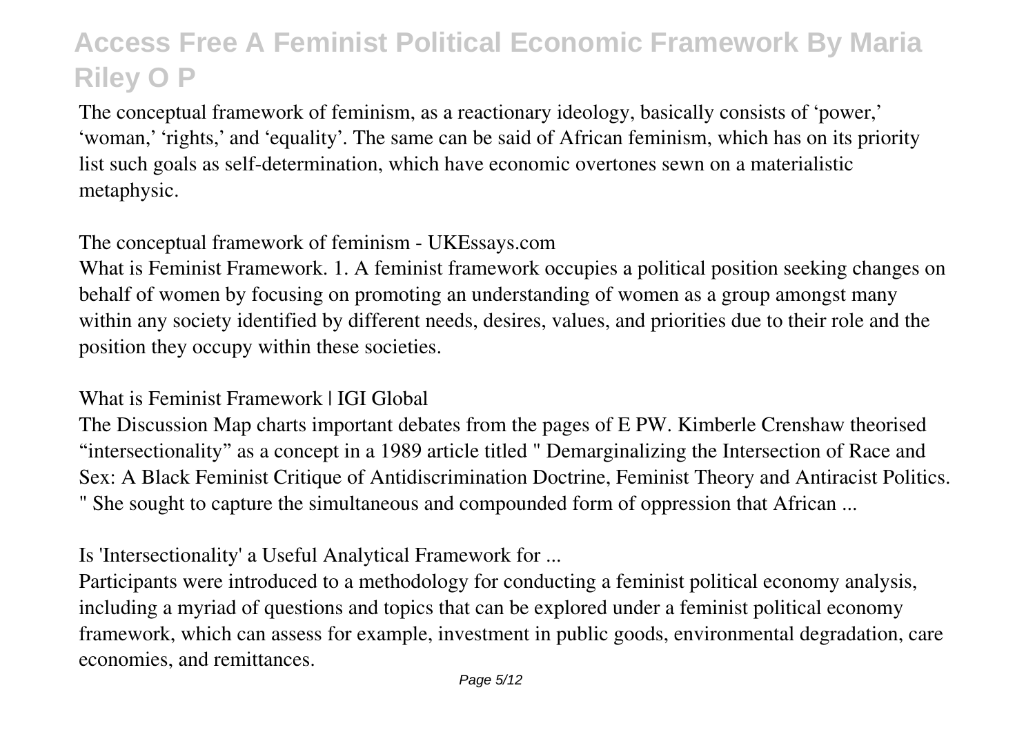The conceptual framework of feminism, as a reactionary ideology, basically consists of 'power,' 'woman,' 'rights,' and 'equality'. The same can be said of African feminism, which has on its priority list such goals as self-determination, which have economic overtones sewn on a materialistic metaphysic.

The conceptual framework of feminism - UKEssays.com

What is Feminist Framework. 1. A feminist framework occupies a political position seeking changes on behalf of women by focusing on promoting an understanding of women as a group amongst many within any society identified by different needs, desires, values, and priorities due to their role and the position they occupy within these societies.

What is Feminist Framework | IGI Global

The Discussion Map charts important debates from the pages of E PW. Kimberle Crenshaw theorised "intersectionality" as a concept in a 1989 article titled " Demarginalizing the Intersection of Race and Sex: A Black Feminist Critique of Antidiscrimination Doctrine, Feminist Theory and Antiracist Politics. " She sought to capture the simultaneous and compounded form of oppression that African ...

Is 'Intersectionality' a Useful Analytical Framework for ...

Participants were introduced to a methodology for conducting a feminist political economy analysis, including a myriad of questions and topics that can be explored under a feminist political economy framework, which can assess for example, investment in public goods, environmental degradation, care economies, and remittances.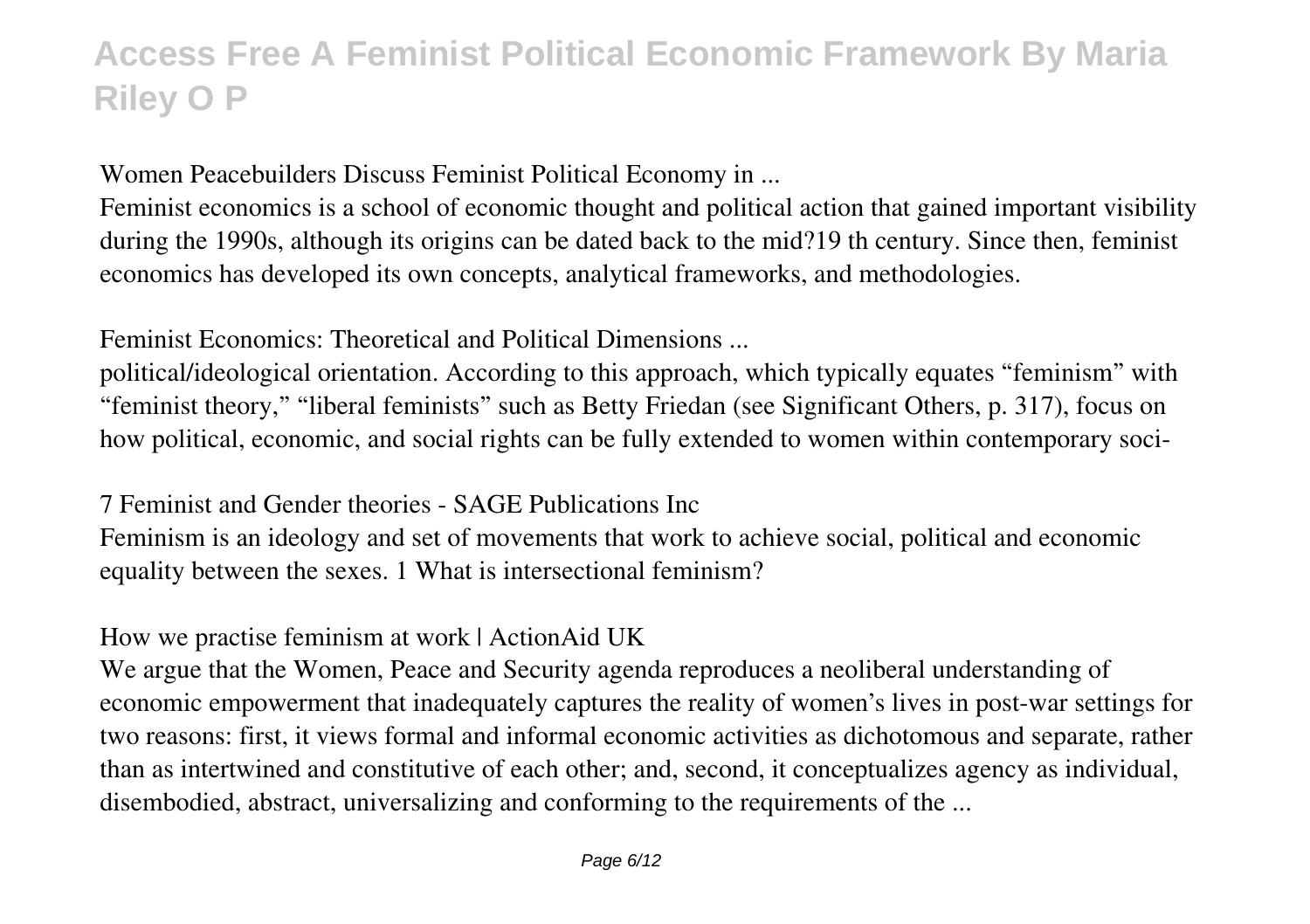Women Peacebuilders Discuss Feminist Political Economy in ...

Feminist economics is a school of economic thought and political action that gained important visibility during the 1990s, although its origins can be dated back to the mid?19 th century. Since then, feminist economics has developed its own concepts, analytical frameworks, and methodologies.

Feminist Economics: Theoretical and Political Dimensions ...

political/ideological orientation. According to this approach, which typically equates "feminism" with "feminist theory," "liberal feminists" such as Betty Friedan (see Significant Others, p. 317), focus on how political, economic, and social rights can be fully extended to women within contemporary soci-

7 Feminist and Gender theories - SAGE Publications Inc

Feminism is an ideology and set of movements that work to achieve social, political and economic equality between the sexes. 1 What is intersectional feminism?

How we practise feminism at work | ActionAid UK

We argue that the Women, Peace and Security agenda reproduces a neoliberal understanding of economic empowerment that inadequately captures the reality of women's lives in post-war settings for two reasons: first, it views formal and informal economic activities as dichotomous and separate, rather than as intertwined and constitutive of each other; and, second, it conceptualizes agency as individual, disembodied, abstract, universalizing and conforming to the requirements of the ...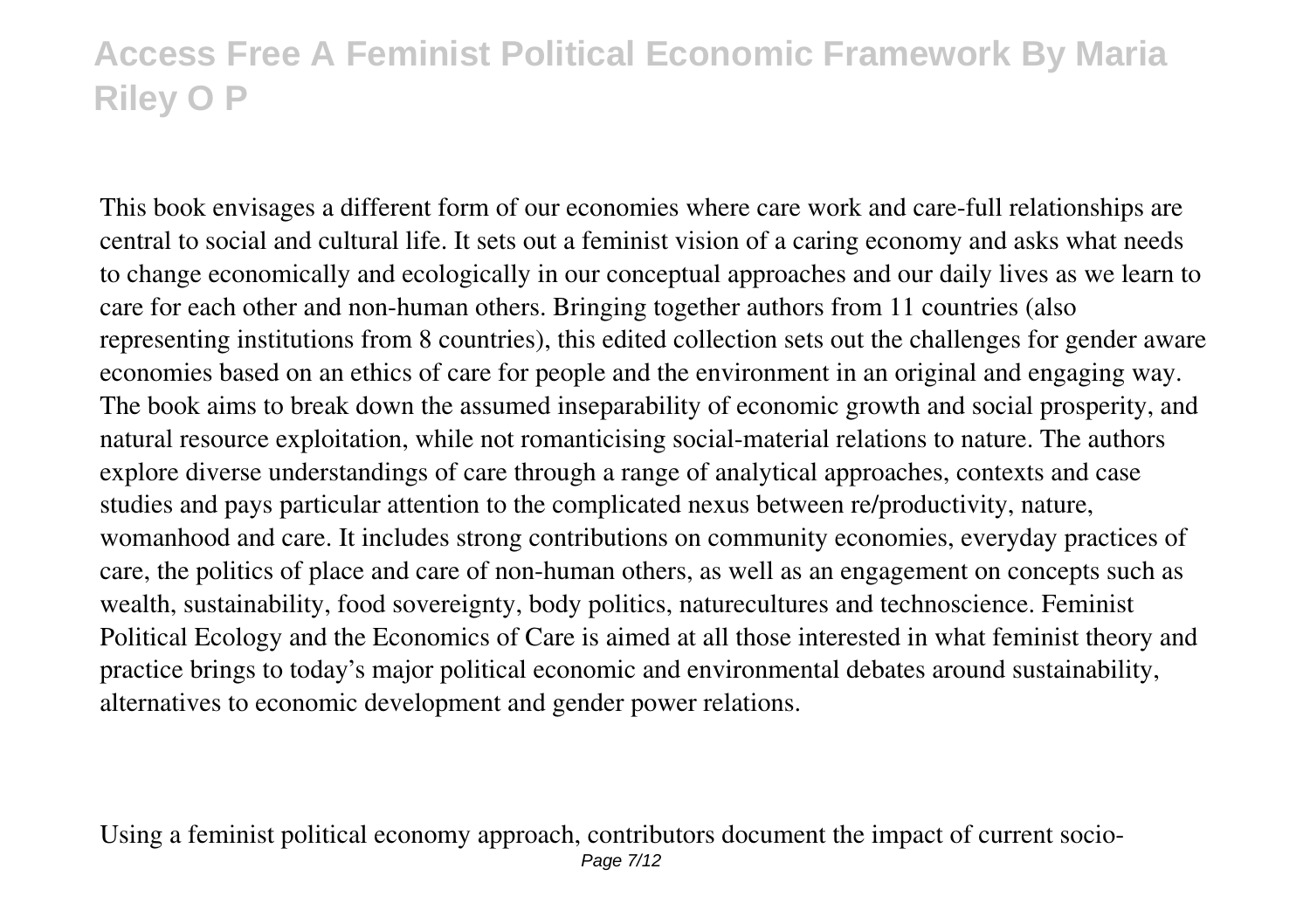This book envisages a different form of our economies where care work and care-full relationships are central to social and cultural life. It sets out a feminist vision of a caring economy and asks what needs to change economically and ecologically in our conceptual approaches and our daily lives as we learn to care for each other and non-human others. Bringing together authors from 11 countries (also representing institutions from 8 countries), this edited collection sets out the challenges for gender aware economies based on an ethics of care for people and the environment in an original and engaging way. The book aims to break down the assumed inseparability of economic growth and social prosperity, and natural resource exploitation, while not romanticising social-material relations to nature. The authors explore diverse understandings of care through a range of analytical approaches, contexts and case studies and pays particular attention to the complicated nexus between re/productivity, nature, womanhood and care. It includes strong contributions on community economies, everyday practices of care, the politics of place and care of non-human others, as well as an engagement on concepts such as wealth, sustainability, food sovereignty, body politics, naturecultures and technoscience. Feminist Political Ecology and the Economics of Care is aimed at all those interested in what feminist theory and practice brings to today's major political economic and environmental debates around sustainability, alternatives to economic development and gender power relations.

Using a feminist political economy approach, contributors document the impact of current socio-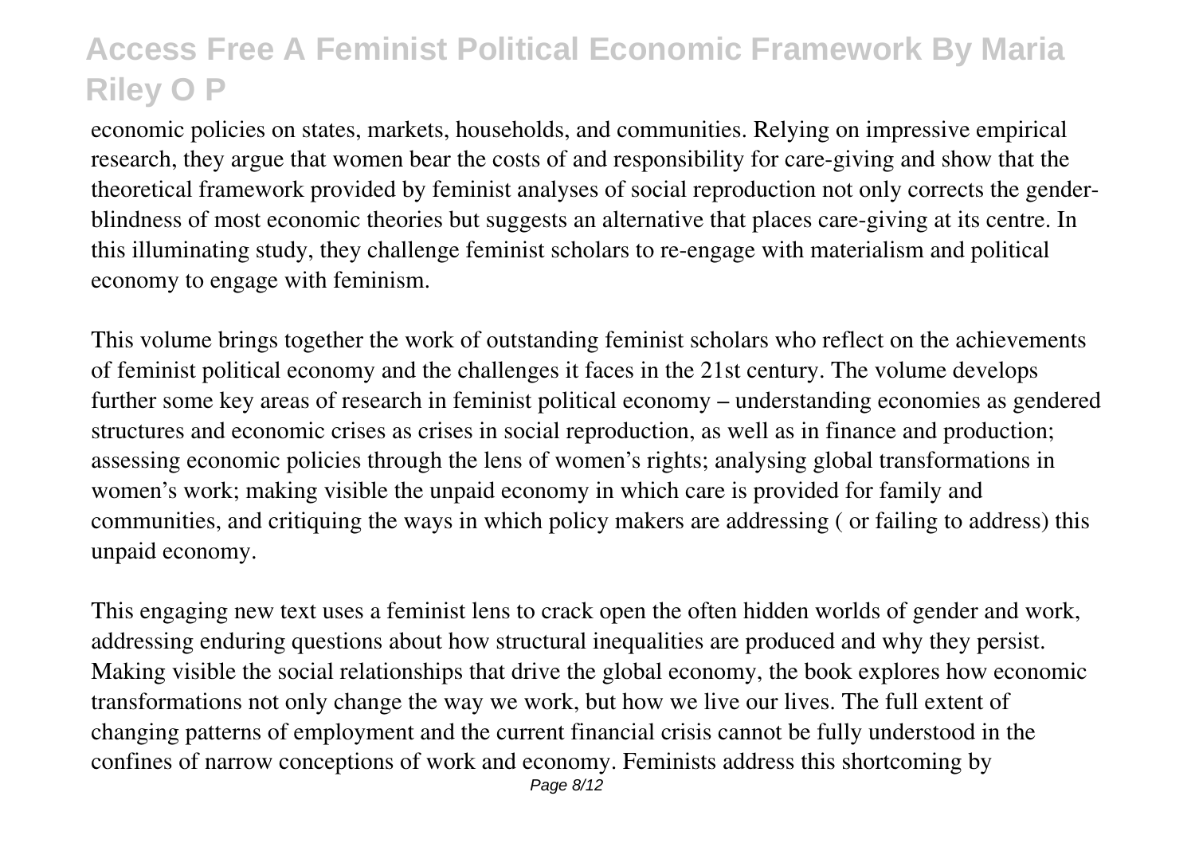economic policies on states, markets, households, and communities. Relying on impressive empirical research, they argue that women bear the costs of and responsibility for care-giving and show that the theoretical framework provided by feminist analyses of social reproduction not only corrects the gender-blindness of most economic theories but suggests an alternative that places care-giving at its centre. In this illuminating study, they challenge feminist scholars to re-engage with materialism and political economy to engage with feminism.

This volume brings together the work of outstanding feminist scholars who reflect on the achievements of feminist political economy and the challenges it faces in the 21st century. The volume develops further some key areas of research in feminist political economy – understanding economies as gendered structures and economic crises as crises in social reproduction, as well as in finance and production; assessing economic policies through the lens of women's rights; analysing global transformations in women's work; making visible the unpaid economy in which care is provided for family and communities, and critiquing the ways in which policy makers are addressing ( or failing to address) this unpaid economy.

This engaging new text uses a feminist lens to crack open the often hidden worlds of gender and work, addressing enduring questions about how structural inequalities are produced and why they persist. Making visible the social relationships that drive the global economy, the book explores how economic transformations not only change the way we work, but how we live our lives. The full extent of changing patterns of employment and the current financial crisis cannot be fully understood in the confines of narrow conceptions of work and economy. Feminists address this shortcoming by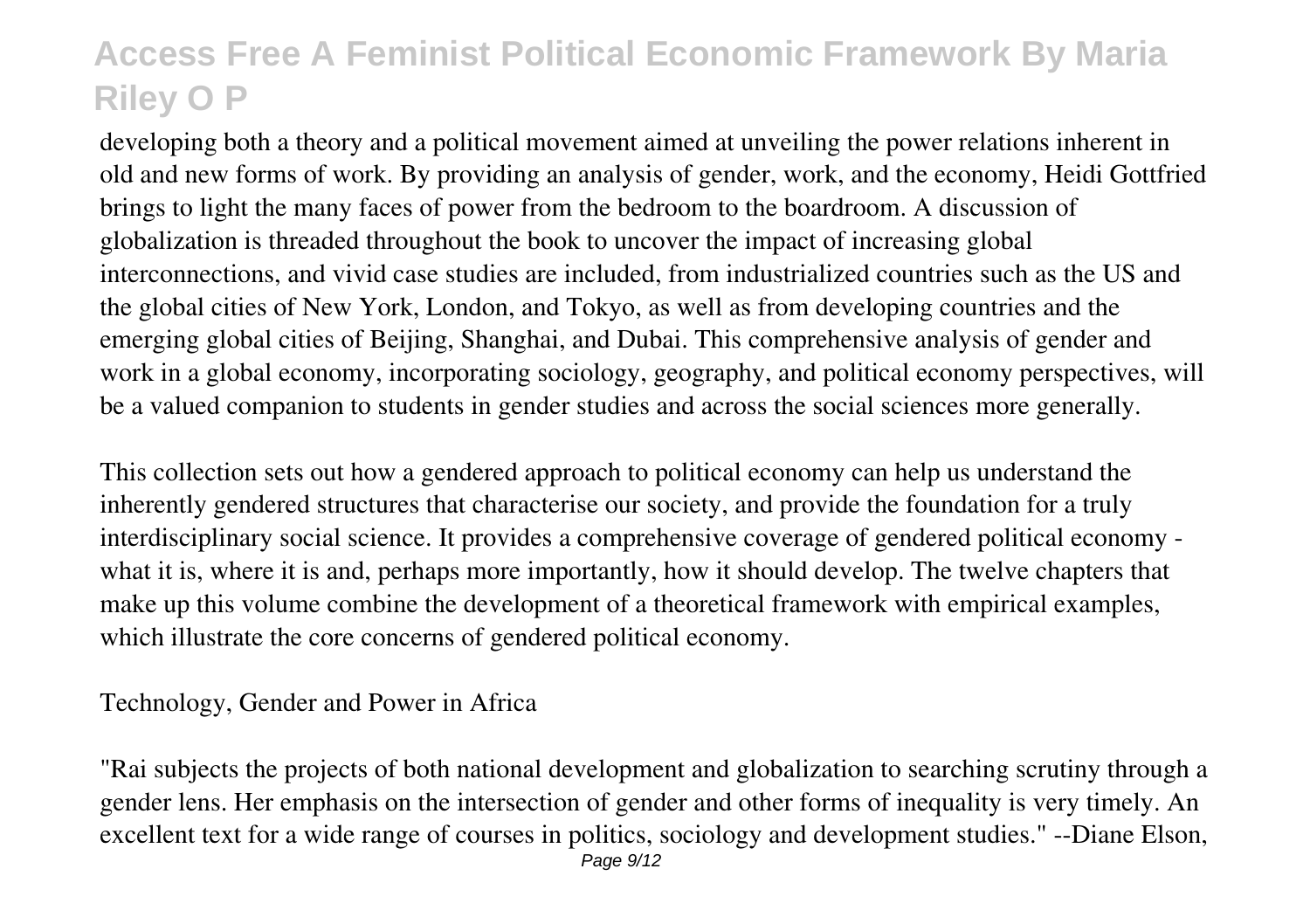developing both a theory and a political movement aimed at unveiling the power relations inherent in old and new forms of work. By providing an analysis of gender, work, and the economy, Heidi Gottfried brings to light the many faces of power from the bedroom to the boardroom. A discussion of globalization is threaded throughout the book to uncover the impact of increasing global interconnections, and vivid case studies are included, from industrialized countries such as the US and the global cities of New York, London, and Tokyo, as well as from developing countries and the emerging global cities of Beijing, Shanghai, and Dubai. This comprehensive analysis of gender and work in a global economy, incorporating sociology, geography, and political economy perspectives, will be a valued companion to students in gender studies and across the social sciences more generally.

This collection sets out how a gendered approach to political economy can help us understand the inherently gendered structures that characterise our society, and provide the foundation for a truly interdisciplinary social science. It provides a comprehensive coverage of gendered political economy - what it is, where it is and, perhaps more importantly, how it should develop. The twelve chapters that make up this volume combine the development of a theoretical framework with empirical examples, which illustrate the core concerns of gendered political economy.

Technology, Gender and Power in Africa

"Rai subjects the projects of both national development and globalization to searching scrutiny through a gender lens. Her emphasis on the intersection of gender and other forms of inequality is very timely. An excellent text for a wide range of courses in politics, sociology and development studies." --Diane Elson,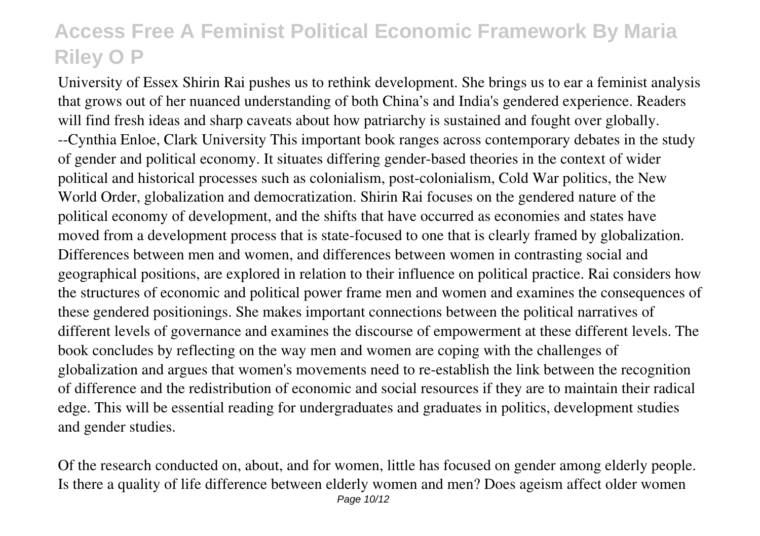University of Essex Shirin Rai pushes us to rethink development. She brings us to ear a feminist analysis that grows out of her nuanced understanding of both China's and India's gendered experience. Readers will find fresh ideas and sharp caveats about how patriarchy is sustained and fought over globally. --Cynthia Enloe, Clark University This important book ranges across contemporary debates in the study of gender and political economy. It situates differing gender-based theories in the context of wider political and historical processes such as colonialism, post-colonialism, Cold War politics, the New World Order, globalization and democratization. Shirin Rai focuses on the gendered nature of the political economy of development, and the shifts that have occurred as economies and states have moved from a development process that is state-focused to one that is clearly framed by globalization. Differences between men and women, and differences between women in contrasting social and geographical positions, are explored in relation to their influence on political practice. Rai considers how the structures of economic and political power frame men and women and examines the consequences of these gendered positionings. She makes important connections between the political narratives of different levels of governance and examines the discourse of empowerment at these different levels. The book concludes by reflecting on the way men and women are coping with the challenges of globalization and argues that women's movements need to re-establish the link between the recognition of difference and the redistribution of economic and social resources if they are to maintain their radical edge. This will be essential reading for undergraduates and graduates in politics, development studies and gender studies.

Of the research conducted on, about, and for women, little has focused on gender among elderly people. Is there a quality of life difference between elderly women and men? Does ageism affect older women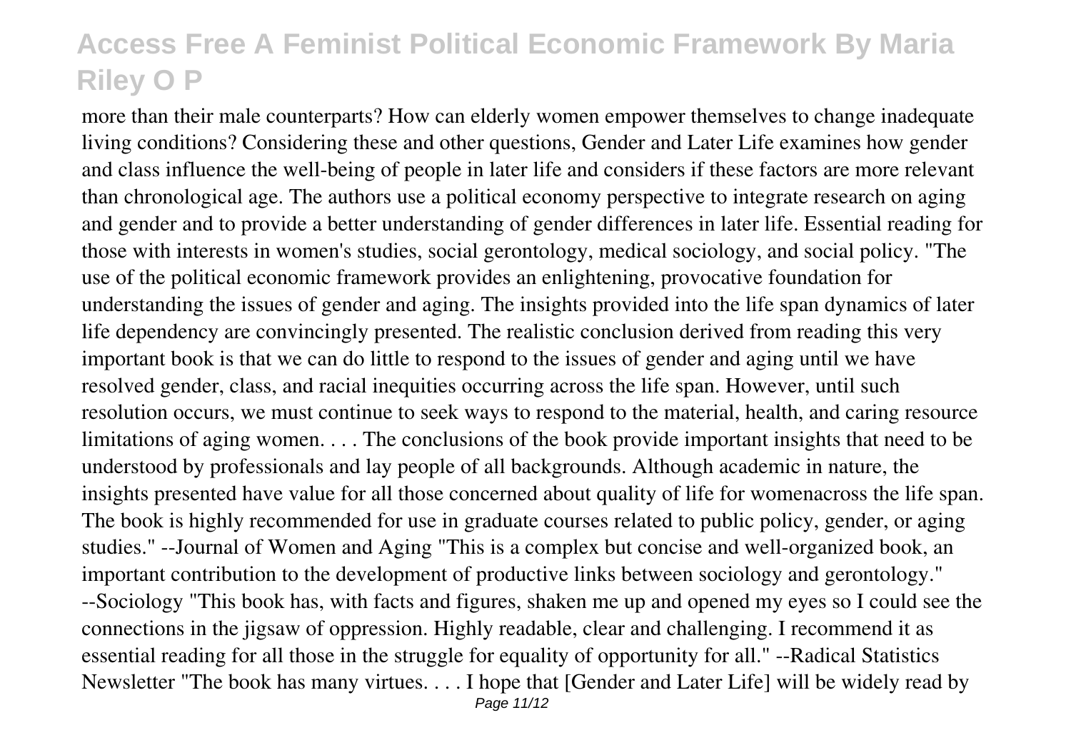more than their male counterparts? How can elderly women empower themselves to change inadequate living conditions? Considering these and other questions, Gender and Later Life examines how gender and class influence the well-being of people in later life and considers if these factors are more relevant than chronological age. The authors use a political economy perspective to integrate research on aging and gender and to provide a better understanding of gender differences in later life. Essential reading for those with interests in women's studies, social gerontology, medical sociology, and social policy. "The use of the political economic framework provides an enlightening, provocative foundation for understanding the issues of gender and aging. The insights provided into the life span dynamics of later life dependency are convincingly presented. The realistic conclusion derived from reading this very important book is that we can do little to respond to the issues of gender and aging until we have resolved gender, class, and racial inequities occurring across the life span. However, until such resolution occurs, we must continue to seek ways to respond to the material, health, and caring resource limitations of aging women. . . . The conclusions of the book provide important insights that need to be understood by professionals and lay people of all backgrounds. Although academic in nature, the insights presented have value for all those concerned about quality of life for womenacross the life span. The book is highly recommended for use in graduate courses related to public policy, gender, or aging studies." --Journal of Women and Aging "This is a complex but concise and well-organized book, an important contribution to the development of productive links between sociology and gerontology." --Sociology "This book has, with facts and figures, shaken me up and opened my eyes so I could see the connections in the jigsaw of oppression. Highly readable, clear and challenging. I recommend it as essential reading for all those in the struggle for equality of opportunity for all." --Radical Statistics Newsletter "The book has many virtues. . . . I hope that [Gender and Later Life] will be widely read by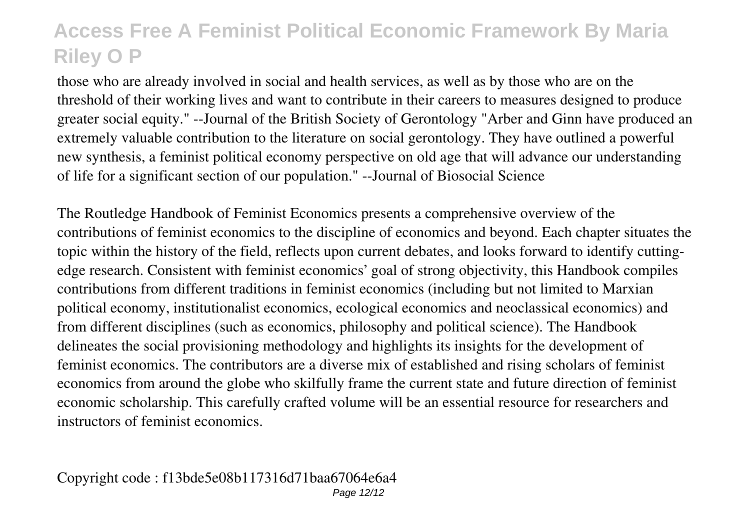those who are already involved in social and health services, as well as by those who are on the threshold of their working lives and want to contribute in their careers to measures designed to produce greater social equity." --Journal of the British Society of Gerontology "Arber and Ginn have produced an extremely valuable contribution to the literature on social gerontology. They have outlined a powerful new synthesis, a feminist political economy perspective on old age that will advance our understanding of life for a significant section of our population." --Journal of Biosocial Science

The Routledge Handbook of Feminist Economics presents a comprehensive overview of the contributions of feminist economics to the discipline of economics and beyond. Each chapter situates the topic within the history of the field, reflects upon current debates, and looks forward to identify cutting-edge research. Consistent with feminist economics' goal of strong objectivity, this Handbook compiles contributions from different traditions in feminist economics (including but not limited to Marxian political economy, institutionalist economics, ecological economics and neoclassical economics) and from different disciplines (such as economics, philosophy and political science). The Handbook delineates the social provisioning methodology and highlights its insights for the development of feminist economics. The contributors are a diverse mix of established and rising scholars of feminist economics from around the globe who skilfully frame the current state and future direction of feminist economic scholarship. This carefully crafted volume will be an essential resource for researchers and instructors of feminist economics.

Copyright code : f13bde5e08b117316d71baa67064e6a4